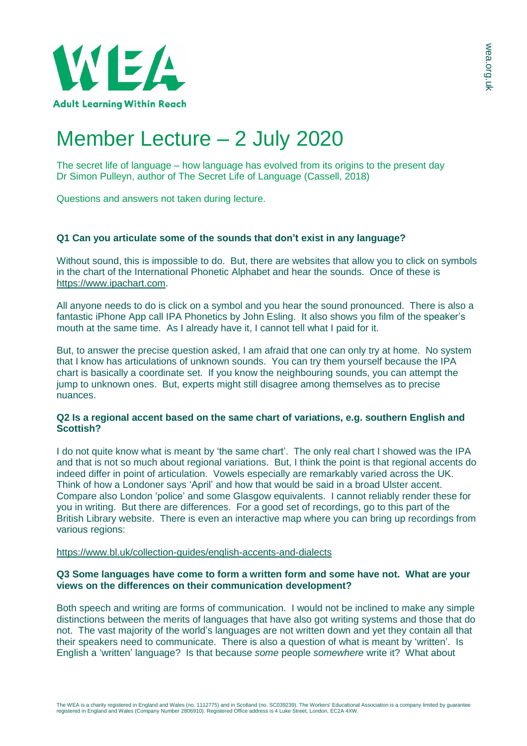# Member Lecture – 2 July 2020

The secret life of language – how language has evolved from its origins to the present day
Dr Simon Pulleyn, author of The Secret Life of Language (Cassell, 2018)

Questions and answers not taken during lecture.

**Q1 Can you articulate some of the sounds that don't exist in any language?**

Without sound, this is impossible to do. But, there are websites that allow you to click on symbols in the chart of the International Phonetic Alphabet and hear the sounds. Once of these is https://www.ipachart.com.

All anyone needs to do is click on a symbol and you hear the sound pronounced. There is also a fantastic iPhone App call IPA Phonetics by John Esling. It also shows you film of the speaker's mouth at the same time. As I already have it, I cannot tell what I paid for it.

But, to answer the precise question asked, I am afraid that one can only try at home. No system that I know has articulations of unknown sounds. You can try them yourself because the IPA chart is basically a coordinate set. If you know the neighbouring sounds, you can attempt the jump to unknown ones. But, experts might still disagree among themselves as to precise nuances.

**Q2 Is a regional accent based on the same chart of variations, e.g. southern English and Scottish?**

I do not quite know what is meant by 'the same chart'. The only real chart I showed was the IPA and that is not so much about regional variations. But, I think the point is that regional accents do indeed differ in point of articulation. Vowels especially are remarkably varied across the UK. Think of how a Londoner says 'April' and how that would be said in a broad Ulster accent. Compare also London 'police' and some Glasgow equivalents. I cannot reliably render these for you in writing. But there are differences. For a good set of recordings, go to this part of the British Library website. There is even an interactive map where you can bring up recordings from various regions:

https://www.bl.uk/collection-guides/english-accents-and-dialects

**Q3 Some languages have come to form a written form and some have not. What are your views on the differences on their communication development?**

Both speech and writing are forms of communication. I would not be inclined to make any simple distinctions between the merits of languages that have also got writing systems and those that do not. The vast majority of the world's languages are not written down and yet they contain all that their speakers need to communicate. There is also a question of what is meant by 'written'. Is English a 'written' language? Is that because *some* people *somewhere* write it? What about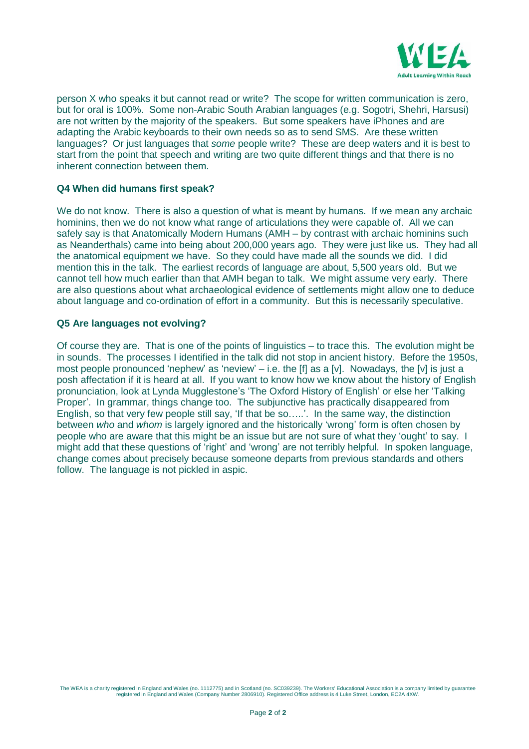person X who speaks it but cannot read or write? The scope for written communication is zero, but for oral is 100%. Some non-Arabic South Arabian languages (e.g. Sogotri, Shehri, Harsusi) are not written by the majority of the speakers. But some speakers have iPhones and are adapting the Arabic keyboards to their own needs so as to send SMS. Are these written languages? Or just languages that *some* people write? These are deep waters and it is best to start from the point that speech and writing are two quite different things and that there is no inherent connection between them.

**Q4 When did humans first speak?**

We do not know. There is also a question of what is meant by humans. If we mean any archaic hominins, then we do not know what range of articulations they were capable of. All we can safely say is that Anatomically Modern Humans (AMH – by contrast with archaic hominins such as Neanderthals) came into being about 200,000 years ago. They were just like us. They had all the anatomical equipment we have. So they could have made all the sounds we did. I did mention this in the talk. The earliest records of language are about, 5,500 years old. But we cannot tell how much earlier than that AMH began to talk. We might assume very early. There are also questions about what archaeological evidence of settlements might allow one to deduce about language and co-ordination of effort in a community. But this is necessarily speculative.

**Q5 Are languages not evolving?**

Of course they are. That is one of the points of linguistics – to trace this. The evolution might be in sounds. The processes I identified in the talk did not stop in ancient history. Before the 1950s, most people pronounced 'nephew' as 'neview' – i.e. the [f] as a [v]. Nowadays, the [v] is just a posh affectation if it is heard at all. If you want to know how we know about the history of English pronunciation, look at Lynda Mugglestone's 'The Oxford History of English' or else her 'Talking Proper'. In grammar, things change too. The subjunctive has practically disappeared from English, so that very few people still say, 'If that be so…..'. In the same way, the distinction between *who* and *whom* is largely ignored and the historically 'wrong' form is often chosen by people who are aware that this might be an issue but are not sure of what they 'ought' to say. I might add that these questions of 'right' and 'wrong' are not terribly helpful. In spoken language, change comes about precisely because someone departs from previous standards and others follow. The language is not pickled in aspic.

The WEA is a charity registered in England and Wales (no. 1112775) and in Scotland (no. SC039239). The Workers' Educational Association is a company limited by guarantee registered in England and Wales (Company Number 2806910). Registered Office address is 4 Luke Street, London, EC2A 4XW.